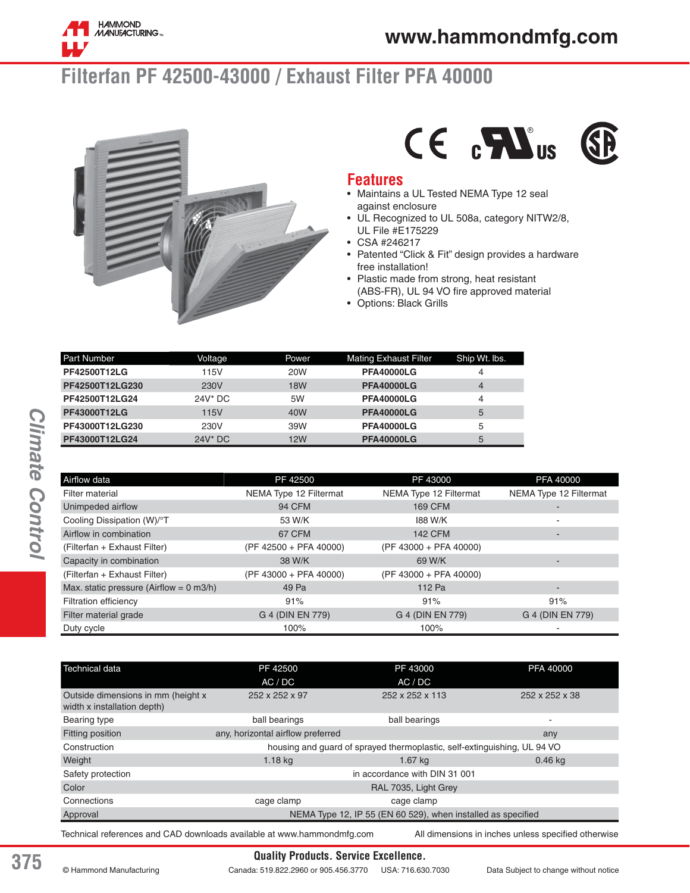# Filterfan PF 42500-43000 / Exhaust Filter PFA 40000

## Features

- Maintains a UL Tested NEMA Type 12 seal against enclosure
- UL Recognized to UL 508a, category NITW2/8, UL File #E175229
- CSA #246217
- Patented "Click & Fit" design provides a hardware free installation!
- Plastic made from strong, heat resistant (ABS-FR), UL 94 VO fire approved material
- Options: Black Grills

| Part Number | Voltage | Power | Mating Exhaust Filter | Ship Wt. lbs. |
|---|---|---|---|---|
| **PF42500T12LG** | 115V | 20W | **PFA40000LG** | 4 |
| **PF42500T12LG230** | 230V | 18W | **PFA40000LG** | 4 |
| **PF42500T12LG24** | 24V* DC | 5W | **PFA40000LG** | 4 |
| **PF43000T12LG** | 115V | 40W | **PFA40000LG** | 5 |
| **PF43000T12LG230** | 230V | 39W | **PFA40000LG** | 5 |
| **PF43000T12LG24** | 24V* DC | 12W | **PFA40000LG** | 5 |

| Airflow data | PF 42500 | PF 43000 | PFA 40000 |
|---|---|---|---|
| Filter material | NEMA Type 12 Filtermat | NEMA Type 12 Filtermat | NEMA Type 12 Filtermat |
| Unimpeded airflow | 94 CFM | 169 CFM | - |
| Cooling Dissipation (W)/°T | 53 W/K | I88 W/K | - |
| Airflow in combination | 67 CFM | 142 CFM | - |
| (Filterfan + Exhaust Filter) | (PF 42500 + PFA 40000) | (PF 43000 + PFA 40000) | |
| Capacity in combination | 38 W/K | 69 W/K | - |
| (Filterfan + Exhaust Filter) | (PF 43000 + PFA 40000) | (PF 43000 + PFA 40000) | |
| Max. static pressure (Airflow = 0 m3/h) | 49 Pa | 112 Pa | - |
| Filtration efficiency | 91% | 91% | 91% |
| Filter material grade | G 4 (DIN EN 779) | G 4 (DIN EN 779) | G 4 (DIN EN 779) |
| Duty cycle | 100% | 100% | - |

| Technical data | PF 42500 AC / DC | PF 43000 AC / DC | PFA 40000 |
|---|---|---|---|
| Outside dimensions in mm (height x width x installation depth) | 252 x 252 x 97 | 252 x 252 x 113 | 252 x 252 x 38 |
| Bearing type | ball bearings | ball bearings | - |
| Fitting position | any, horizontal airflow preferred | | any |
| Construction | housing and guard of sprayed thermoplastic, self-extinguishing, UL 94 VO | | |
| Weight | 1.18 kg | 1.67 kg | 0.46 kg |
| Safety protection | in accordance with DIN 31 001 | | |
| Color | RAL 7035, Light Grey | | |
| Connections | cage clamp | cage clamp | |
| Approval | NEMA Type 12, IP 55 (EN 60 529), when installed as specified | | |

Technical references and CAD downloads available at www.hammondmfg.com

All dimensions in inches unless specified otherwise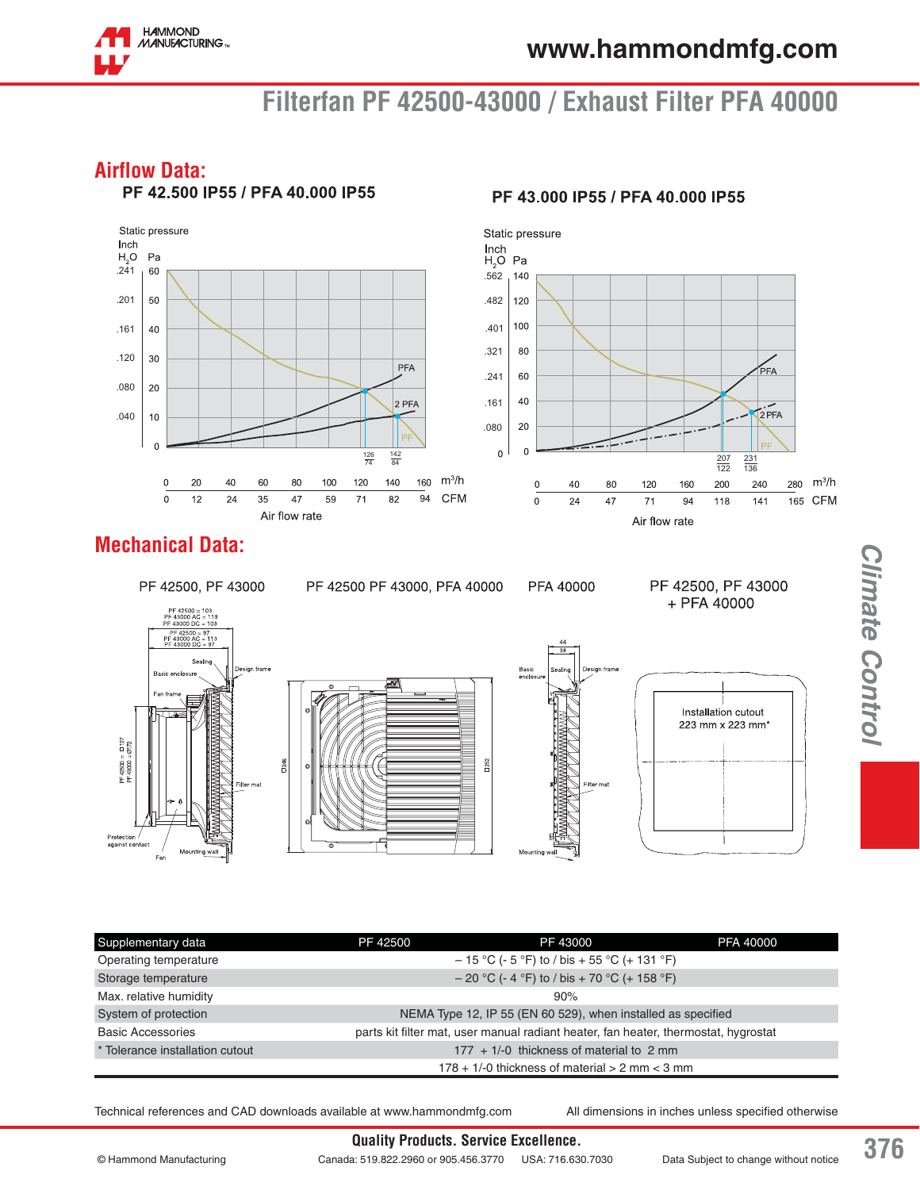# Filterfan PF 42500-43000 / Exhaust Filter PFA 40000

## Airflow Data:

### PF 42.500 IP55 / PFA 40.000 IP55

Static pressure
Inch
$H_2O$ Pa
.241 60
.201 50
.161 40
.120 30
.080 20
.040 10
0

PFA
2 PFA
PF

126 / 74
142 / 84

0 20 40 60 80 100 120 140 160 m³/h
0 12 24 35 47 59 71 82 94 CFM

Air flow rate

### PF 43.000 IP55 / PFA 40.000 IP55

Static pressure
Inch
$H_2O$ Pa
.562 140
.482 120
.401 100
.321 80
.241 60
.161 40
.080 20
0 0

PFA
2 PFA
PF

207 / 122
231 / 136

0 40 80 120 160 200 240 280 m³/h
0 24 47 71 94 118 141 165 CFM

Air flow rate

## Mechanical Data:

PF 42500, PF 43000

PF 42500 = 103
PF 43000 AC = 119
PF 43000 DC = 103
PF 42500 = 97
PF 43000 AC = 113
PF 43000 DC = 97

Sealing
Basic enclosure
Design frame
Fan frame
PF 42500 = ☐127
PF 43000 = ☐172
Filter mat
Protection against contact
Mounting wall
Fan

PF 42500 PF 43000, PFA 40000

☐246
☐252

PFA 40000

44
38
Basic enclosure
Sealing
Design frame
Filter mat
Mounting wall

PF 42500, PF 43000 + PFA 40000

Installation cutout
223 mm x 223 mm*

| Supplementary data | PF 42500 | PF 43000 | PFA 40000 |
|---|---|---|---|
| Operating temperature | – 15 °C (- 5 °F) to / bis + 55 °C (+ 131 °F) | | |
| Storage temperature | – 20 °C (- 4 °F) to / bis + 70 °C (+ 158 °F) | | |
| Max. relative humidity | 90% | | |
| System of protection | NEMA Type 12, IP 55 (EN 60 529), when installed as specified | | |
| Basic Accessories | parts kit filter mat, user manual radiant heater, fan heater, thermostat, hygrostat | | |
| * Tolerance installation cutout | 177 + 1/-0 thickness of material to 2 mm | | |
| | 178 + 1/-0 thickness of material > 2 mm < 3 mm | | |

Technical references and CAD downloads available at www.hammondmfg.com

All dimensions in inches unless specified otherwise